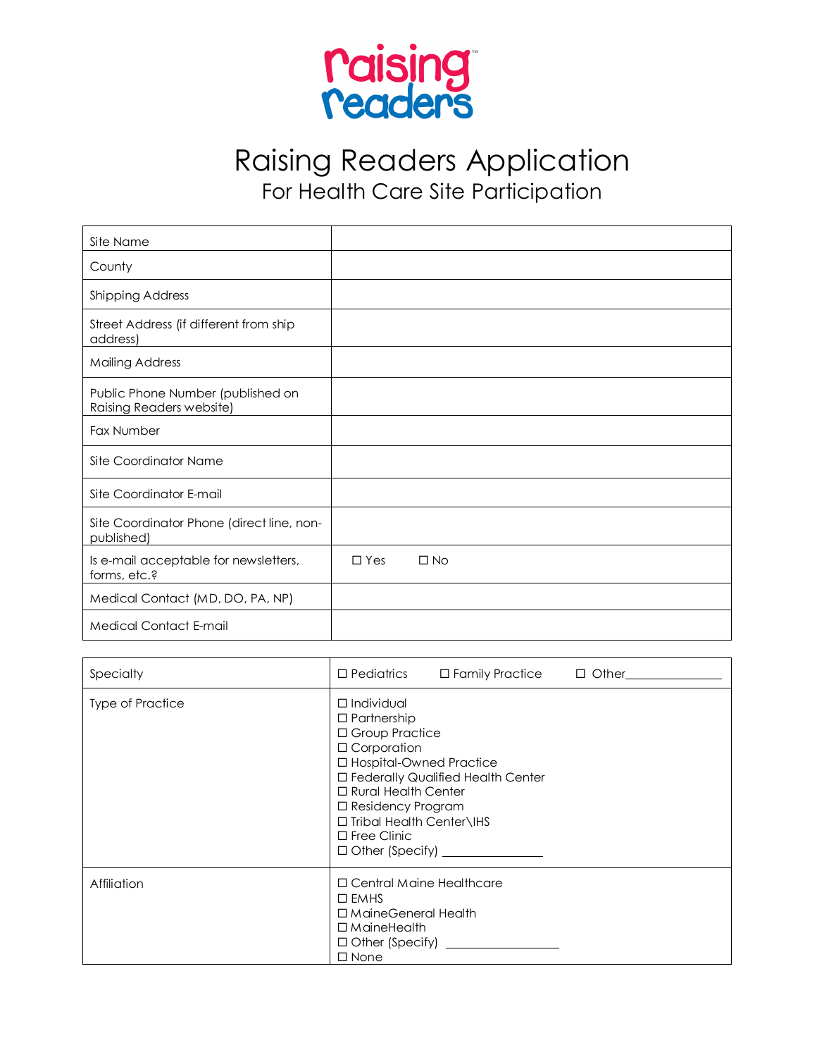raising readers™

# Raising Readers Application

## For Health Care Site Participation

| | |
|---|---|
| Site Name | |
| County | |
| Shipping Address | |
| Street Address (if different from ship address) | |
| Mailing Address | |
| Public Phone Number (published on Raising Readers website) | |
| Fax Number | |
| Site Coordinator Name | |
| Site Coordinator E-mail | |
| Site Coordinator Phone (direct line, non-published) | |
| Is e-mail acceptable for newsletters, forms, etc.? | ☐ Yes ☐ No |
| Medical Contact (MD, DO, PA, NP) | |
| Medical Contact E-mail | |

| | |
|---|---|
| Specialty | ☐ Pediatrics ☐ Family Practice ☐ Other_______________ |
| Type of Practice | ☐ Individual<br>☐ Partnership<br>☐ Group Practice<br>☐ Corporation<br>☐ Hospital-Owned Practice<br>☐ Federally Qualified Health Center<br>☐ Rural Health Center<br>☐ Residency Program<br>☐ Tribal Health Center\IHS<br>☐ Free Clinic<br>☐ Other (Specify) _______________ |
| Affiliation | ☐ Central Maine Healthcare<br>☐ EMHS<br>☐ MaineGeneral Health<br>☐ MaineHealth<br>☐ Other (Specify) _______________<br>☐ None |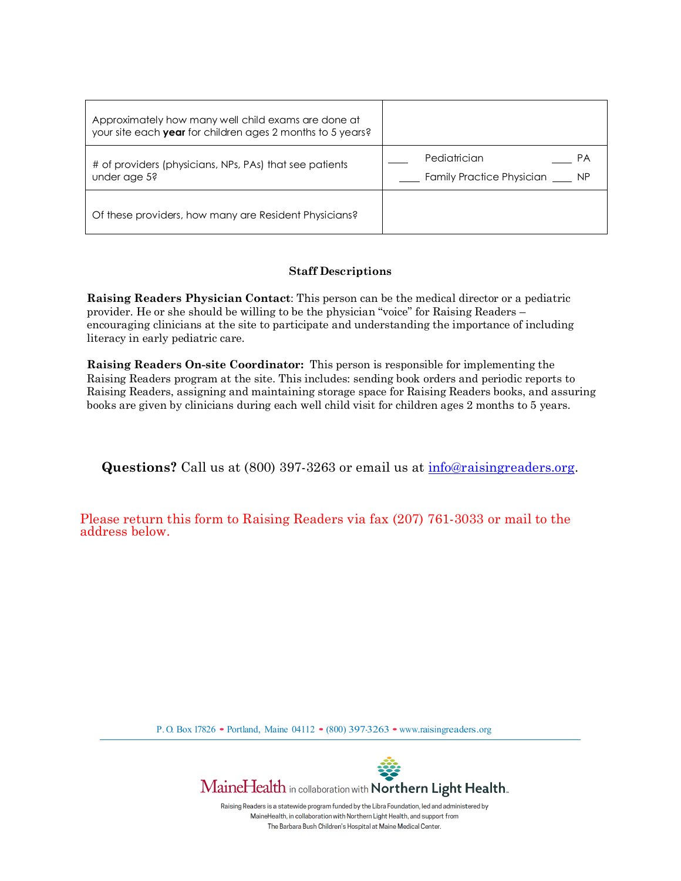| | |
|---|---|
| Approximately how many well child exams are done at your site each **year** for children ages 2 months to 5 years? | |
| # of providers (physicians, NPs, PAs) that see patients under age 5? | ____ Pediatrician ____ PA<br>____ Family Practice Physician ____ NP |
| Of these providers, how many are Resident Physicians? | |

**Staff Descriptions**

**Raising Readers Physician Contact**: This person can be the medical director or a pediatric provider. He or she should be willing to be the physician "voice" for Raising Readers – encouraging clinicians at the site to participate and understanding the importance of including literacy in early pediatric care.

**Raising Readers On-site Coordinator:** This person is responsible for implementing the Raising Readers program at the site. This includes: sending book orders and periodic reports to Raising Readers, assigning and maintaining storage space for Raising Readers books, and assuring books are given by clinicians during each well child visit for children ages 2 months to 5 years.

**Questions?** Call us at (800) 397-3263 or email us at info@raisingreaders.org.

Please return this form to Raising Readers via fax (207) 761-3033 or mail to the address below.

P. O. Box 17826 • Portland, Maine 04112 • (800) 397-3263 • www.raisingreaders.org

MaineHealth in collaboration with Northern Light Health.

Raising Readers is a statewide program funded by the Libra Foundation, led and administered by MaineHealth, in collaboration with Northern Light Health, and support from The Barbara Bush Children's Hospital at Maine Medical Center.